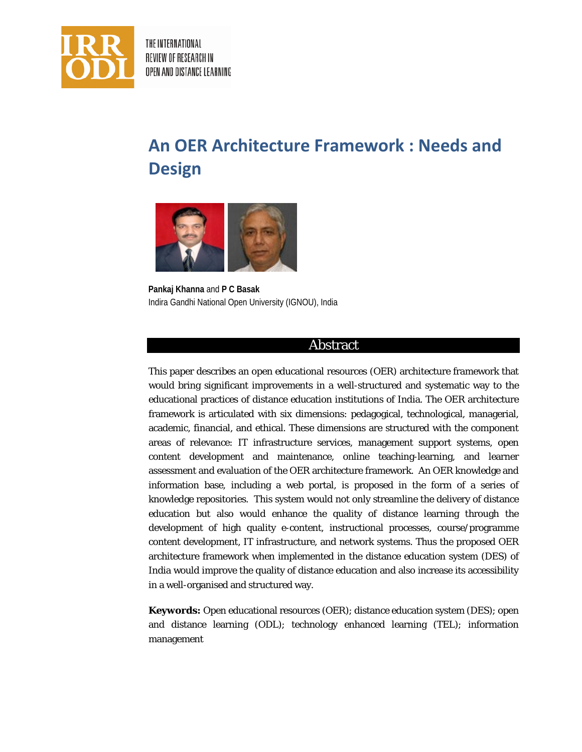# An OER Architecture Framework : Needs and Design

**Pankaj Khanna** and **P C Basak**
Indira Gandhi National Open University (IGNOU), India

## Abstract

This paper describes an open educational resources (OER) architecture framework that would bring significant improvements in a well-structured and systematic way to the educational practices of distance education institutions of India. The OER architecture framework is articulated with six dimensions: pedagogical, technological, managerial, academic, financial, and ethical. These dimensions are structured with the component areas of relevance: IT infrastructure services, management support systems, open content development and maintenance, online teaching-learning, and learner assessment and evaluation of the OER architecture framework. An OER knowledge and information base, including a web portal, is proposed in the form of a series of knowledge repositories. This system would not only streamline the delivery of distance education but also would enhance the quality of distance learning through the development of high quality e-content, instructional processes, course/programme content development, IT infrastructure, and network systems. Thus the proposed OER architecture framework when implemented in the distance education system (DES) of India would improve the quality of distance education and also increase its accessibility in a well-organised and structured way.

**Keywords:** Open educational resources (OER); distance education system (DES); open and distance learning (ODL); technology enhanced learning (TEL); information management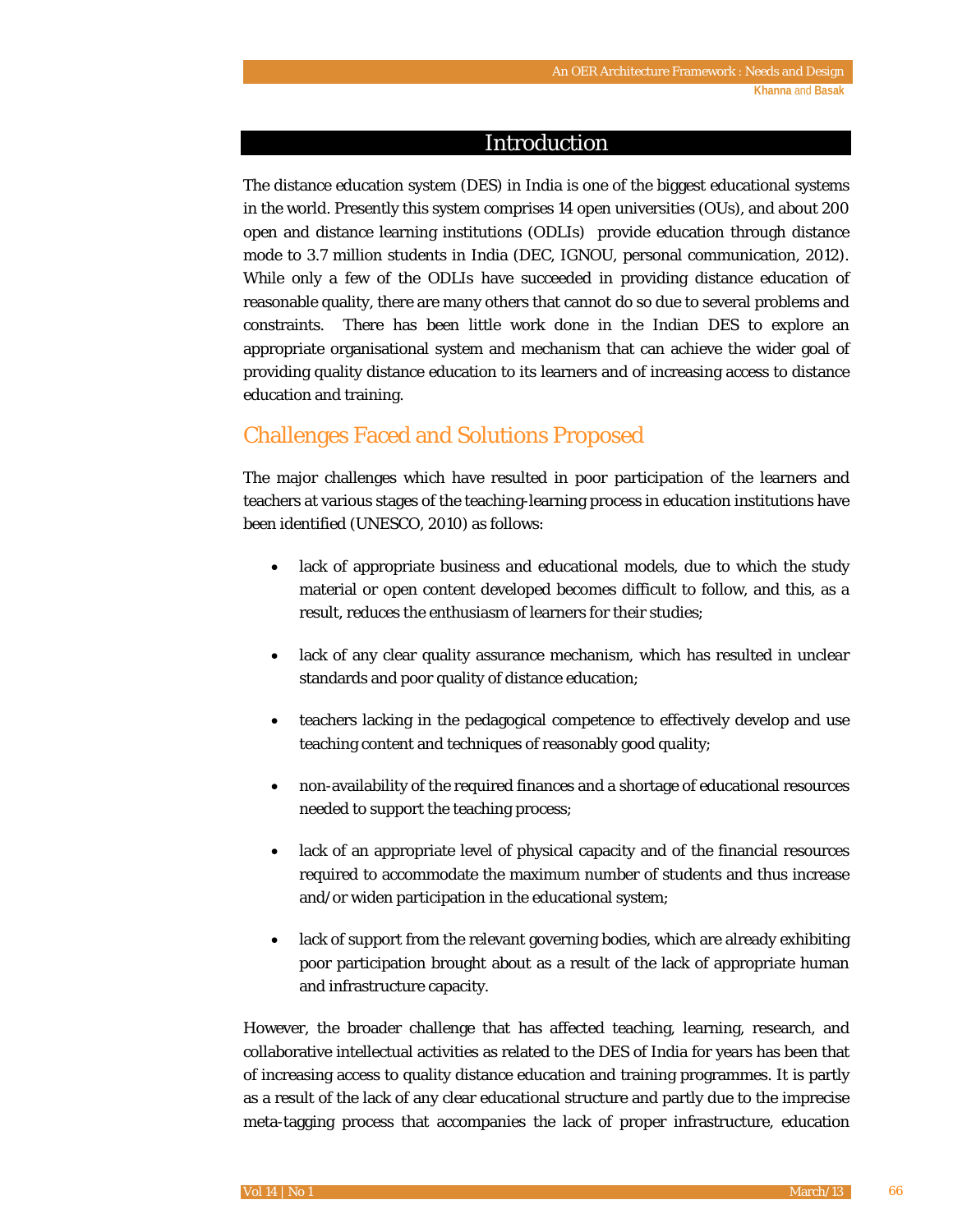# Introduction

The distance education system (DES) in India is one of the biggest educational systems in the world. Presently this system comprises 14 open universities (OUs), and about 200 open and distance learning institutions (ODLIs) provide education through distance mode to 3.7 million students in India (DEC, IGNOU, personal communication, 2012). While only a few of the ODLIs have succeeded in providing distance education of reasonable quality, there are many others that cannot do so due to several problems and constraints. There has been little work done in the Indian DES to explore an appropriate organisational system and mechanism that can achieve the wider goal of providing quality distance education to its learners and of increasing access to distance education and training.

## Challenges Faced and Solutions Proposed

The major challenges which have resulted in poor participation of the learners and teachers at various stages of the teaching-learning process in education institutions have been identified (UNESCO, 2010) as follows:

- lack of appropriate business and educational models, due to which the study material or open content developed becomes difficult to follow, and this, as a result, reduces the enthusiasm of learners for their studies;
- lack of any clear quality assurance mechanism, which has resulted in unclear standards and poor quality of distance education;
- teachers lacking in the pedagogical competence to effectively develop and use teaching content and techniques of reasonably good quality;
- non-availability of the required finances and a shortage of educational resources needed to support the teaching process;
- lack of an appropriate level of physical capacity and of the financial resources required to accommodate the maximum number of students and thus increase and/or widen participation in the educational system;
- lack of support from the relevant governing bodies, which are already exhibiting poor participation brought about as a result of the lack of appropriate human and infrastructure capacity.

However, the broader challenge that has affected teaching, learning, research, and collaborative intellectual activities as related to the DES of India for years has been that of increasing access to quality distance education and training programmes. It is partly as a result of the lack of any clear educational structure and partly due to the imprecise meta-tagging process that accompanies the lack of proper infrastructure, education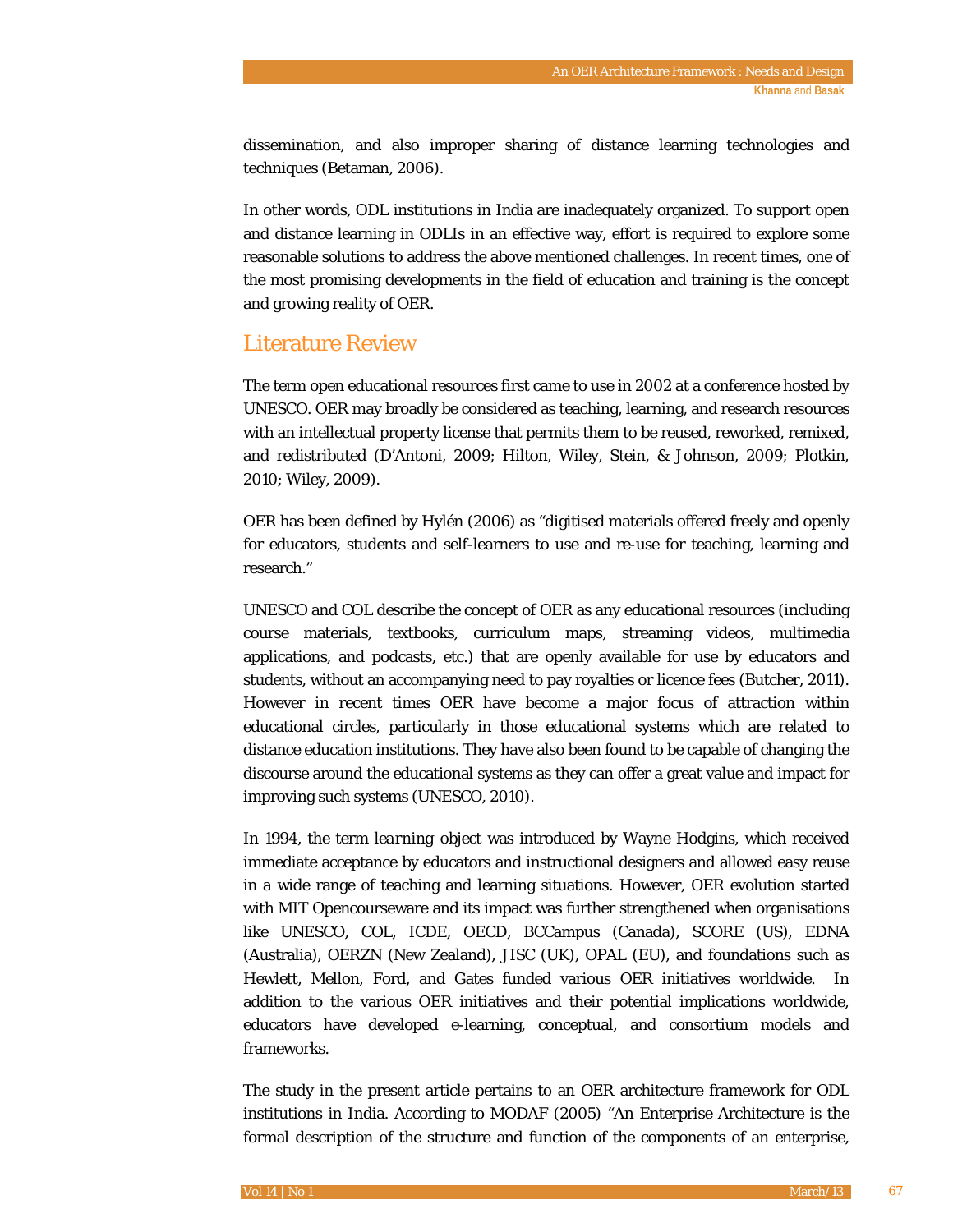dissemination, and also improper sharing of distance learning technologies and techniques (Betaman, 2006).

In other words, ODL institutions in India are inadequately organized. To support open and distance learning in ODLIs in an effective way, effort is required to explore some reasonable solutions to address the above mentioned challenges. In recent times, one of the most promising developments in the field of education and training is the concept and growing reality of OER.

## Literature Review

The term open educational resources first came to use in 2002 at a conference hosted by UNESCO. OER may broadly be considered as teaching, learning, and research resources with an intellectual property license that permits them to be reused, reworked, remixed, and redistributed (D'Antoni, 2009; Hilton, Wiley, Stein, & Johnson, 2009; Plotkin, 2010; Wiley, 2009).

OER has been defined by Hylén (2006) as "digitised materials offered freely and openly for educators, students and self-learners to use and re-use for teaching, learning and research."

UNESCO and COL describe the concept of OER as any educational resources (including course materials, textbooks, curriculum maps, streaming videos, multimedia applications, and podcasts, etc.) that are openly available for use by educators and students, without an accompanying need to pay royalties or licence fees (Butcher, 2011). However in recent times OER have become a major focus of attraction within educational circles, particularly in those educational systems which are related to distance education institutions. They have also been found to be capable of changing the discourse around the educational systems as they can offer a great value and impact for improving such systems (UNESCO, 2010).

In 1994, the term *learning object* was introduced by Wayne Hodgins, which received immediate acceptance by educators and instructional designers and allowed easy reuse in a wide range of teaching and learning situations. However, OER evolution started with MIT Opencourseware and its impact was further strengthened when organisations like UNESCO, COL, ICDE, OECD, BCCampus (Canada), SCORE (US), EDNA (Australia), OERZN (New Zealand), JISC (UK), OPAL (EU), and foundations such as Hewlett, Mellon, Ford, and Gates funded various OER initiatives worldwide. In addition to the various OER initiatives and their potential implications worldwide, educators have developed e-learning, conceptual, and consortium models and frameworks.

The study in the present article pertains to an OER architecture framework for ODL institutions in India. According to MODAF (2005) "An Enterprise Architecture is the formal description of the structure and function of the components of an enterprise,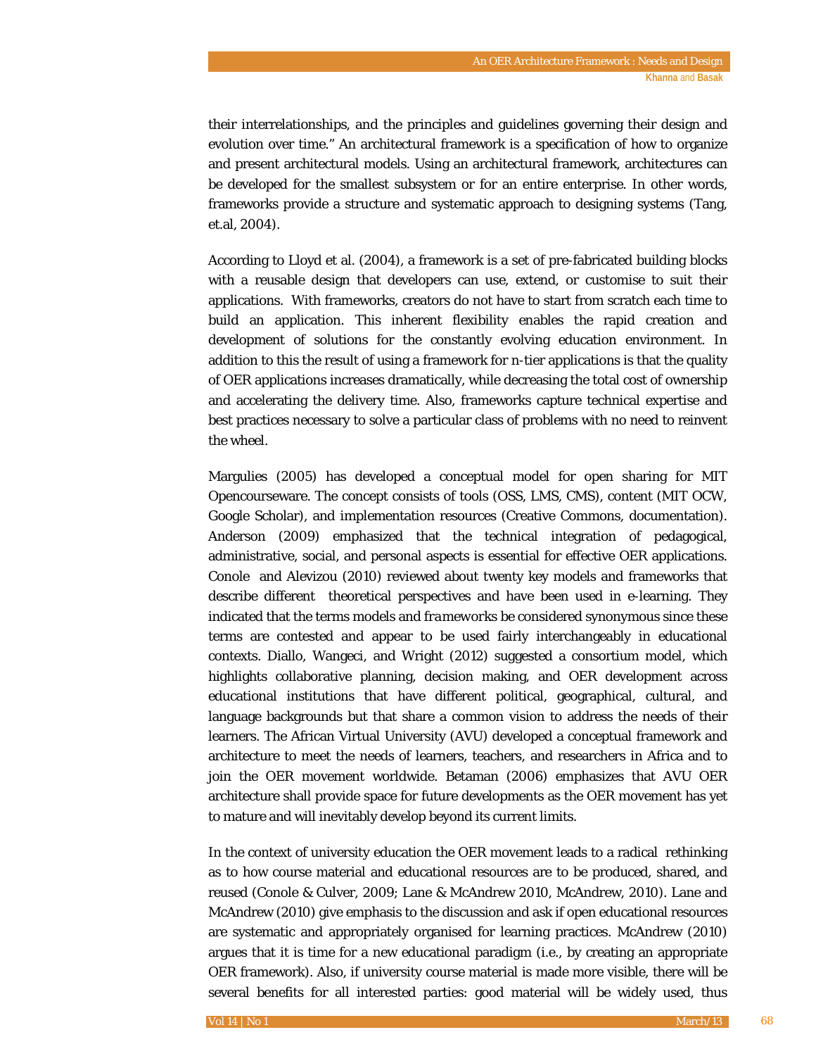their interrelationships, and the principles and guidelines governing their design and evolution over time." An architectural framework is a specification of how to organize and present architectural models. Using an architectural framework, architectures can be developed for the smallest subsystem or for an entire enterprise. In other words, frameworks provide a structure and systematic approach to designing systems (Tang, et.al, 2004).

According to Lloyd et al. (2004), a framework is a set of pre-fabricated building blocks with a reusable design that developers can use, extend, or customise to suit their applications. With frameworks, creators do not have to start from scratch each time to build an application. This inherent flexibility enables the rapid creation and development of solutions for the constantly evolving education environment. In addition to this the result of using a framework for n-tier applications is that the quality of OER applications increases dramatically, while decreasing the total cost of ownership and accelerating the delivery time. Also, frameworks capture technical expertise and best practices necessary to solve a particular class of problems with no need to reinvent the wheel.

Margulies (2005) has developed a conceptual model for open sharing for MIT Opencourseware. The concept consists of tools (OSS, LMS, CMS), content (MIT OCW, Google Scholar), and implementation resources (Creative Commons, documentation). Anderson (2009) emphasized that the technical integration of pedagogical, administrative, social, and personal aspects is essential for effective OER applications. Conole and Alevizou (2010) reviewed about twenty key models and frameworks that describe different theoretical perspectives and have been used in e-learning. They indicated that the terms models and *frameworks* be considered synonymous since these terms are contested and appear to be used fairly interchangeably in educational contexts. Diallo, Wangeci, and Wright (2012) suggested a consortium model, which highlights collaborative planning, decision making, and OER development across educational institutions that have different political, geographical, cultural, and language backgrounds but that share a common vision to address the needs of their learners. The African Virtual University (AVU) developed a conceptual framework and architecture to meet the needs of learners, teachers, and researchers in Africa and to join the OER movement worldwide. Betaman (2006) emphasizes that AVU OER architecture shall provide space for future developments as the OER movement has yet to mature and will inevitably develop beyond its current limits.

In the context of university education the OER movement leads to a radical rethinking as to how course material and educational resources are to be produced, shared, and reused (Conole & Culver, 2009; Lane & McAndrew 2010, McAndrew, 2010). Lane and McAndrew (2010) give emphasis to the discussion and ask if open educational resources are systematic and appropriately organised for learning practices. McAndrew (2010) argues that it is time for a new educational paradigm (i.e., by creating an appropriate OER framework). Also, if university course material is made more visible, there will be several benefits for all interested parties: good material will be widely used, thus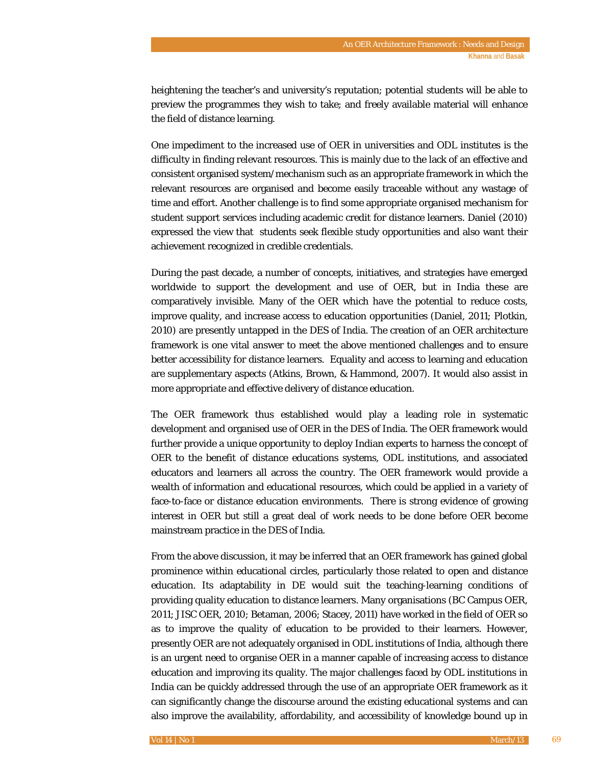heightening the teacher's and university's reputation; potential students will be able to preview the programmes they wish to take; and freely available material will enhance the field of distance learning.

One impediment to the increased use of OER in universities and ODL institutes is the difficulty in finding relevant resources. This is mainly due to the lack of an effective and consistent organised system/mechanism such as an appropriate framework in which the relevant resources are organised and become easily traceable without any wastage of time and effort. Another challenge is to find some appropriate organised mechanism for student support services including academic credit for distance learners. Daniel (2010) expressed the view that students seek flexible study opportunities and also want their achievement recognized in credible credentials.

During the past decade, a number of concepts, initiatives, and strategies have emerged worldwide to support the development and use of OER, but in India these are comparatively invisible. Many of the OER which have the potential to reduce costs, improve quality, and increase access to education opportunities (Daniel, 2011; Plotkin, 2010) are presently untapped in the DES of India. The creation of an OER architecture framework is one vital answer to meet the above mentioned challenges and to ensure better accessibility for distance learners. Equality and access to learning and education are supplementary aspects (Atkins, Brown, & Hammond, 2007). It would also assist in more appropriate and effective delivery of distance education.

The OER framework thus established would play a leading role in systematic development and organised use of OER in the DES of India. The OER framework would further provide a unique opportunity to deploy Indian experts to harness the concept of OER to the benefit of distance educations systems, ODL institutions, and associated educators and learners all across the country. The OER framework would provide a wealth of information and educational resources, which could be applied in a variety of face-to-face or distance education environments. There is strong evidence of growing interest in OER but still a great deal of work needs to be done before OER become mainstream practice in the DES of India.

From the above discussion, it may be inferred that an OER framework has gained global prominence within educational circles, particularly those related to open and distance education. Its adaptability in DE would suit the teaching-learning conditions of providing quality education to distance learners. Many organisations (BC Campus OER, 2011; JISC OER, 2010; Betaman, 2006; Stacey, 2011) have worked in the field of OER so as to improve the quality of education to be provided to their learners. However, presently OER are not adequately organised in ODL institutions of India, although there is an urgent need to organise OER in a manner capable of increasing access to distance education and improving its quality. The major challenges faced by ODL institutions in India can be quickly addressed through the use of an appropriate OER framework as it can significantly change the discourse around the existing educational systems and can also improve the availability, affordability, and accessibility of knowledge bound up in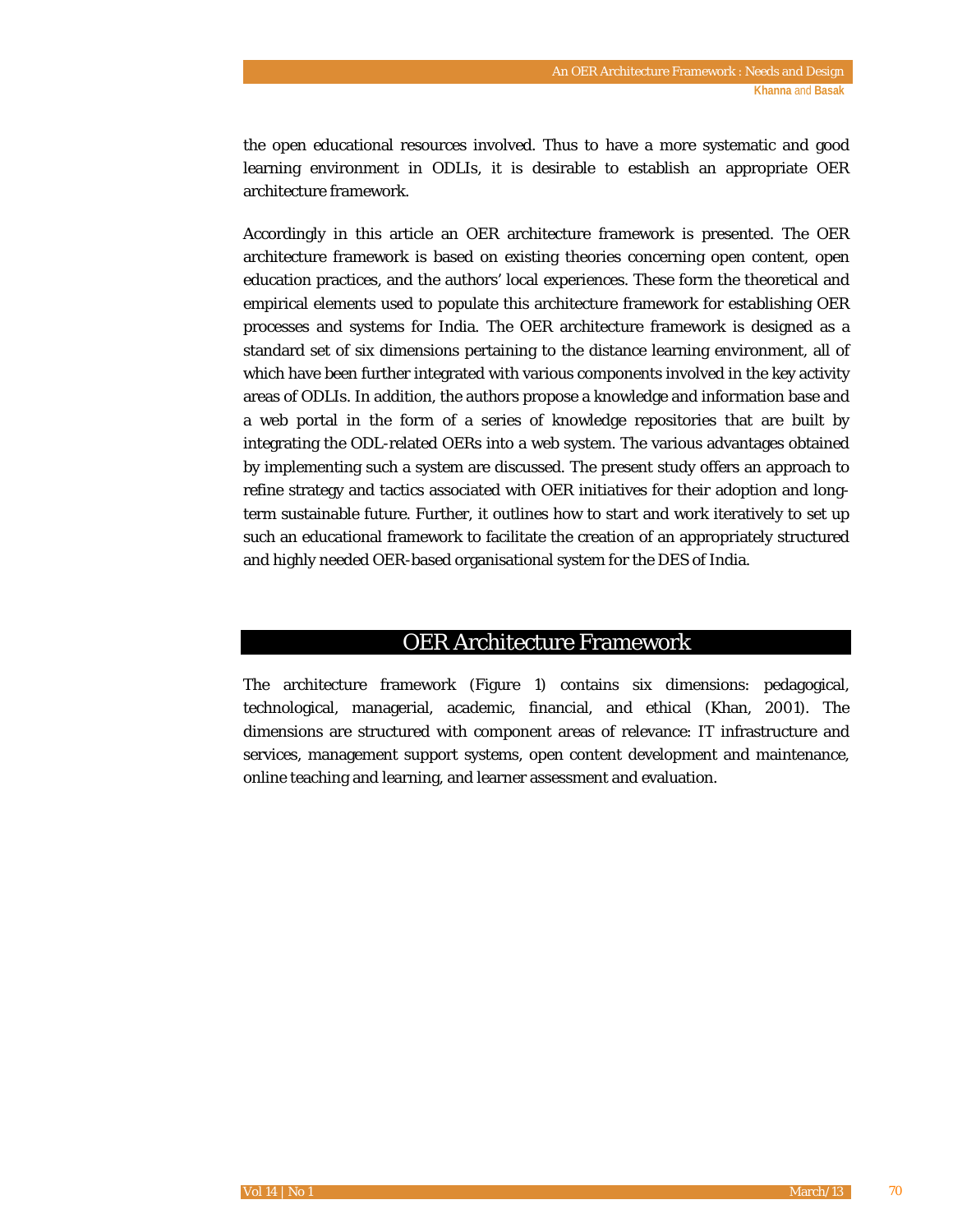the open educational resources involved. Thus to have a more systematic and good learning environment in ODLIs, it is desirable to establish an appropriate OER architecture framework.

Accordingly in this article an OER architecture framework is presented. The OER architecture framework is based on existing theories concerning open content, open education practices, and the authors' local experiences. These form the theoretical and empirical elements used to populate this architecture framework for establishing OER processes and systems for India. The OER architecture framework is designed as a standard set of six dimensions pertaining to the distance learning environment, all of which have been further integrated with various components involved in the key activity areas of ODLIs. In addition, the authors propose a knowledge and information base and a web portal in the form of a series of knowledge repositories that are built by integrating the ODL-related OERs into a web system. The various advantages obtained by implementing such a system are discussed. The present study offers an approach to refine strategy and tactics associated with OER initiatives for their adoption and long-term sustainable future. Further, it outlines how to start and work iteratively to set up such an educational framework to facilitate the creation of an appropriately structured and highly needed OER-based organisational system for the DES of India.

## OER Architecture Framework

The architecture framework (Figure 1) contains six dimensions: pedagogical, technological, managerial, academic, financial, and ethical (Khan, 2001). The dimensions are structured with component areas of relevance: IT infrastructure and services, management support systems, open content development and maintenance, online teaching and learning, and learner assessment and evaluation.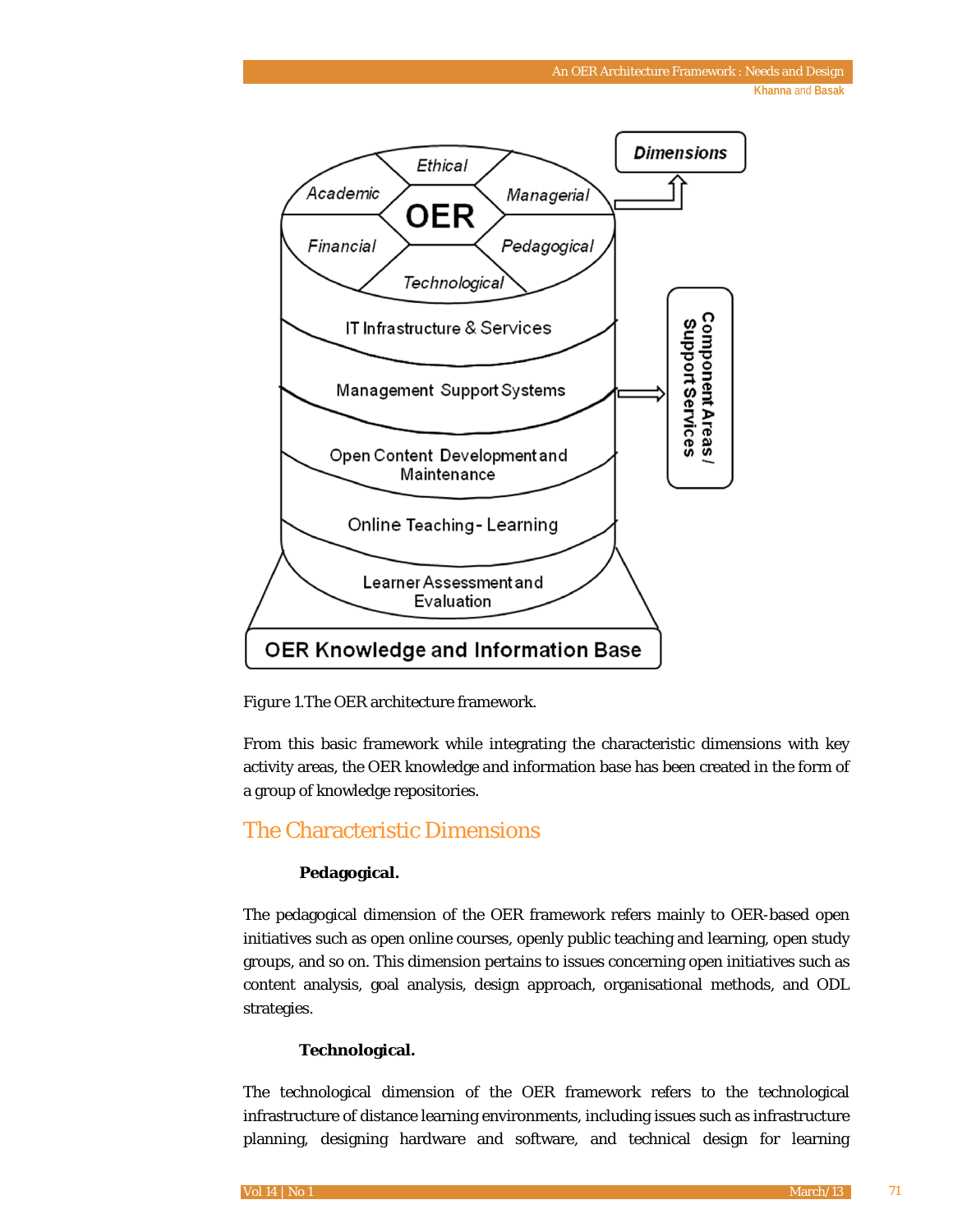*Figure 1.*The OER architecture framework.

From this basic framework while integrating the characteristic dimensions with key activity areas, the OER knowledge and information base has been created in the form of a group of knowledge repositories.

## The Characteristic Dimensions

**Pedagogical.**

The pedagogical dimension of the OER framework refers mainly to OER-based open initiatives such as open online courses, openly public teaching and learning, open study groups, and so on. This dimension pertains to issues concerning open initiatives such as content analysis, goal analysis, design approach, organisational methods, and ODL strategies.

**Technological.**

The technological dimension of the OER framework refers to the technological infrastructure of distance learning environments, including issues such as infrastructure planning, designing hardware and software, and technical design for learning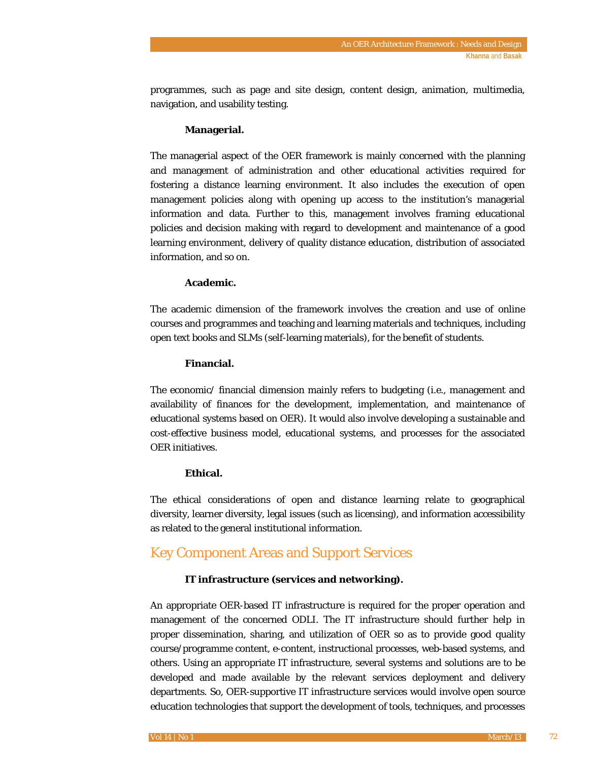programmes, such as page and site design, content design, animation, multimedia, navigation, and usability testing.

#### Managerial.

The managerial aspect of the OER framework is mainly concerned with the planning and management of administration and other educational activities required for fostering a distance learning environment. It also includes the execution of open management policies along with opening up access to the institution's managerial information and data. Further to this, management involves framing educational policies and decision making with regard to development and maintenance of a good learning environment, delivery of quality distance education, distribution of associated information, and so on.

#### Academic.

The academic dimension of the framework involves the creation and use of online courses and programmes and teaching and learning materials and techniques, including open text books and SLMs (self-learning materials), for the benefit of students.

#### Financial.

The economic/ financial dimension mainly refers to budgeting (i.e., management and availability of finances for the development, implementation, and maintenance of educational systems based on OER). It would also involve developing a sustainable and cost-effective business model, educational systems, and processes for the associated OER initiatives.

#### Ethical.

The ethical considerations of open and distance learning relate to geographical diversity, learner diversity, legal issues (such as licensing), and information accessibility as related to the general institutional information.

## Key Component Areas and Support Services

#### IT infrastructure (services and networking).

An appropriate OER-based IT infrastructure is required for the proper operation and management of the concerned ODLI. The IT infrastructure should further help in proper dissemination, sharing, and utilization of OER so as to provide good quality course/programme content, e-content, instructional processes, web-based systems, and others. Using an appropriate IT infrastructure, several systems and solutions are to be developed and made available by the relevant services deployment and delivery departments. So, OER-supportive IT infrastructure services would involve open source education technologies that support the development of tools, techniques, and processes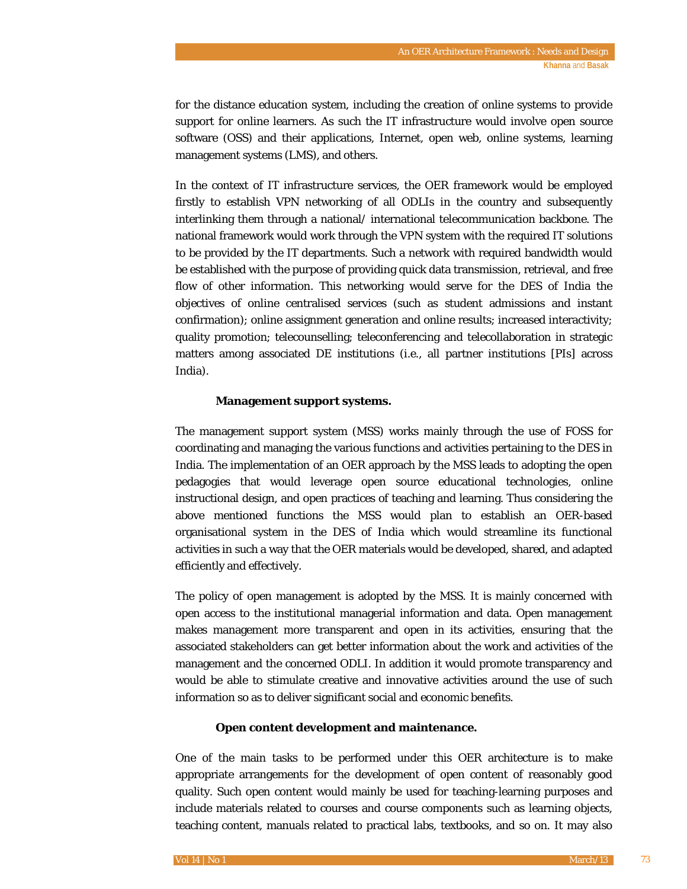for the distance education system, including the creation of online systems to provide support for online learners. As such the IT infrastructure would involve open source software (OSS) and their applications, Internet, open web, online systems, learning management systems (LMS), and others.

In the context of IT infrastructure services, the OER framework would be employed firstly to establish VPN networking of all ODLIs in the country and subsequently interlinking them through a national/ international telecommunication backbone. The national framework would work through the VPN system with the required IT solutions to be provided by the IT departments. Such a network with required bandwidth would be established with the purpose of providing quick data transmission, retrieval, and free flow of other information. This networking would serve for the DES of India the objectives of online centralised services (such as student admissions and instant confirmation); online assignment generation and online results; increased interactivity; quality promotion; telecounselling; teleconferencing and telecollaboration in strategic matters among associated DE institutions (i.e., all partner institutions [PIs] across India).

#### Management support systems.

The management support system (MSS) works mainly through the use of FOSS for coordinating and managing the various functions and activities pertaining to the DES in India. The implementation of an OER approach by the MSS leads to adopting the open pedagogies that would leverage open source educational technologies, online instructional design, and open practices of teaching and learning. Thus considering the above mentioned functions the MSS would plan to establish an OER-based organisational system in the DES of India which would streamline its functional activities in such a way that the OER materials would be developed, shared, and adapted efficiently and effectively.

The policy of open management is adopted by the MSS. It is mainly concerned with open access to the institutional managerial information and data. Open management makes management more transparent and open in its activities, ensuring that the associated stakeholders can get better information about the work and activities of the management and the concerned ODLI. In addition it would promote transparency and would be able to stimulate creative and innovative activities around the use of such information so as to deliver significant social and economic benefits.

#### Open content development and maintenance.

One of the main tasks to be performed under this OER architecture is to make appropriate arrangements for the development of open content of reasonably good quality. Such open content would mainly be used for teaching-learning purposes and include materials related to courses and course components such as learning objects, teaching content, manuals related to practical labs, textbooks, and so on. It may also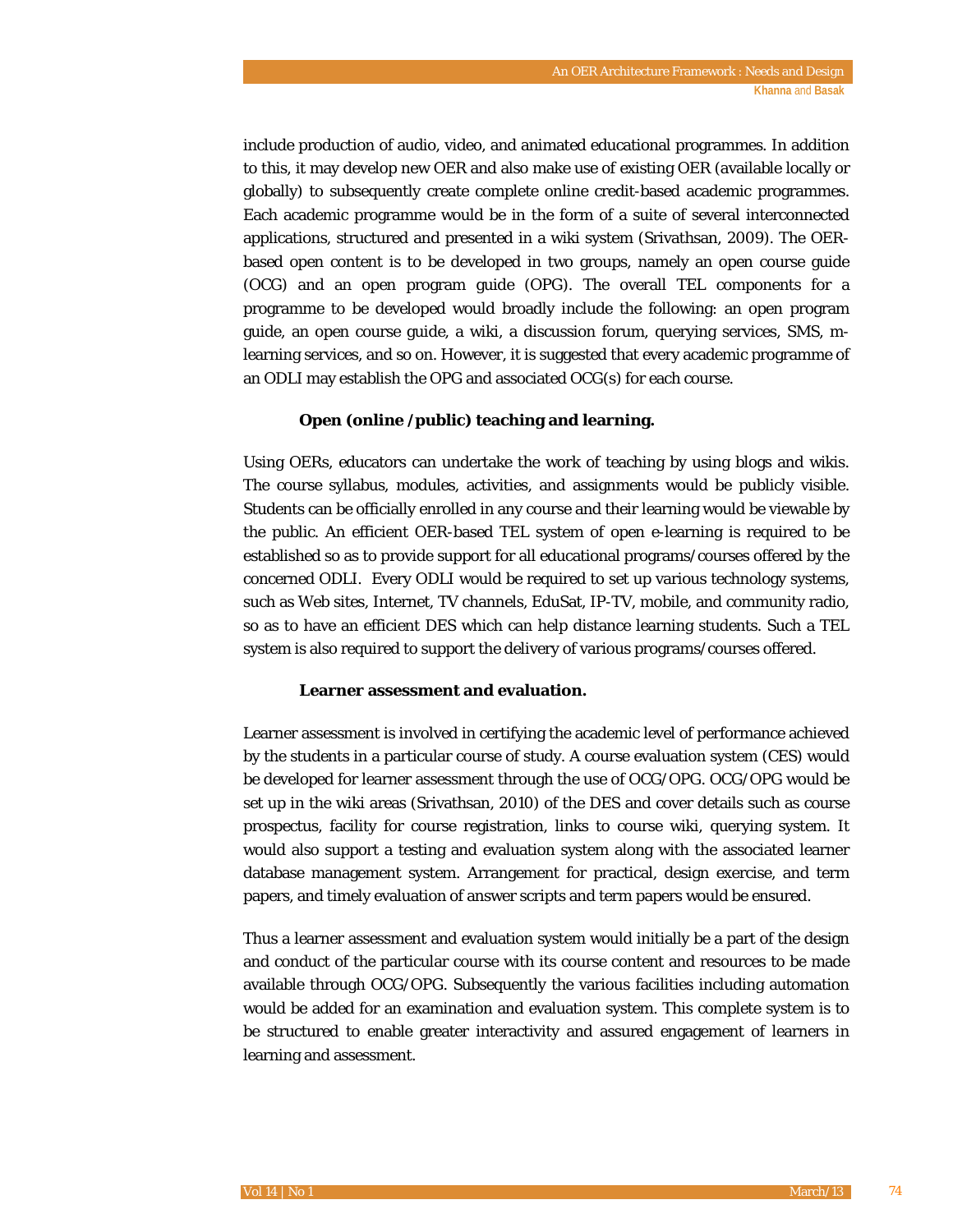include production of audio, video, and animated educational programmes. In addition to this, it may develop new OER and also make use of existing OER (available locally or globally) to subsequently create complete online credit-based academic programmes. Each academic programme would be in the form of a suite of several interconnected applications, structured and presented in a wiki system (Srivathsan, 2009). The OER-based open content is to be developed in two groups, namely an open course guide (OCG) and an open program guide (OPG). The overall TEL components for a programme to be developed would broadly include the following: an open program guide, an open course guide, a wiki, a discussion forum, querying services, SMS, m-learning services, and so on. However, it is suggested that every academic programme of an ODLI may establish the OPG and associated OCG(s) for each course.

#### Open (online /public) teaching and learning.

Using OERs, educators can undertake the work of teaching by using blogs and wikis. The course syllabus, modules, activities, and assignments would be publicly visible. Students can be officially enrolled in any course and their learning would be viewable by the public. An efficient OER-based TEL system of open e-learning is required to be established so as to provide support for all educational programs/courses offered by the concerned ODLI. Every ODLI would be required to set up various technology systems, such as Web sites, Internet, TV channels, EduSat, IP-TV, mobile, and community radio, so as to have an efficient DES which can help distance learning students. Such a TEL system is also required to support the delivery of various programs/courses offered.

#### Learner assessment and evaluation.

Learner assessment is involved in certifying the academic level of performance achieved by the students in a particular course of study. A course evaluation system (CES) would be developed for learner assessment through the use of OCG/OPG. OCG/OPG would be set up in the wiki areas (Srivathsan, 2010) of the DES and cover details such as course prospectus, facility for course registration, links to course wiki, querying system. It would also support a testing and evaluation system along with the associated learner database management system. Arrangement for practical, design exercise, and term papers, and timely evaluation of answer scripts and term papers would be ensured.

Thus a learner assessment and evaluation system would initially be a part of the design and conduct of the particular course with its course content and resources to be made available through OCG/OPG. Subsequently the various facilities including automation would be added for an examination and evaluation system. This complete system is to be structured to enable greater interactivity and assured engagement of learners in learning and assessment.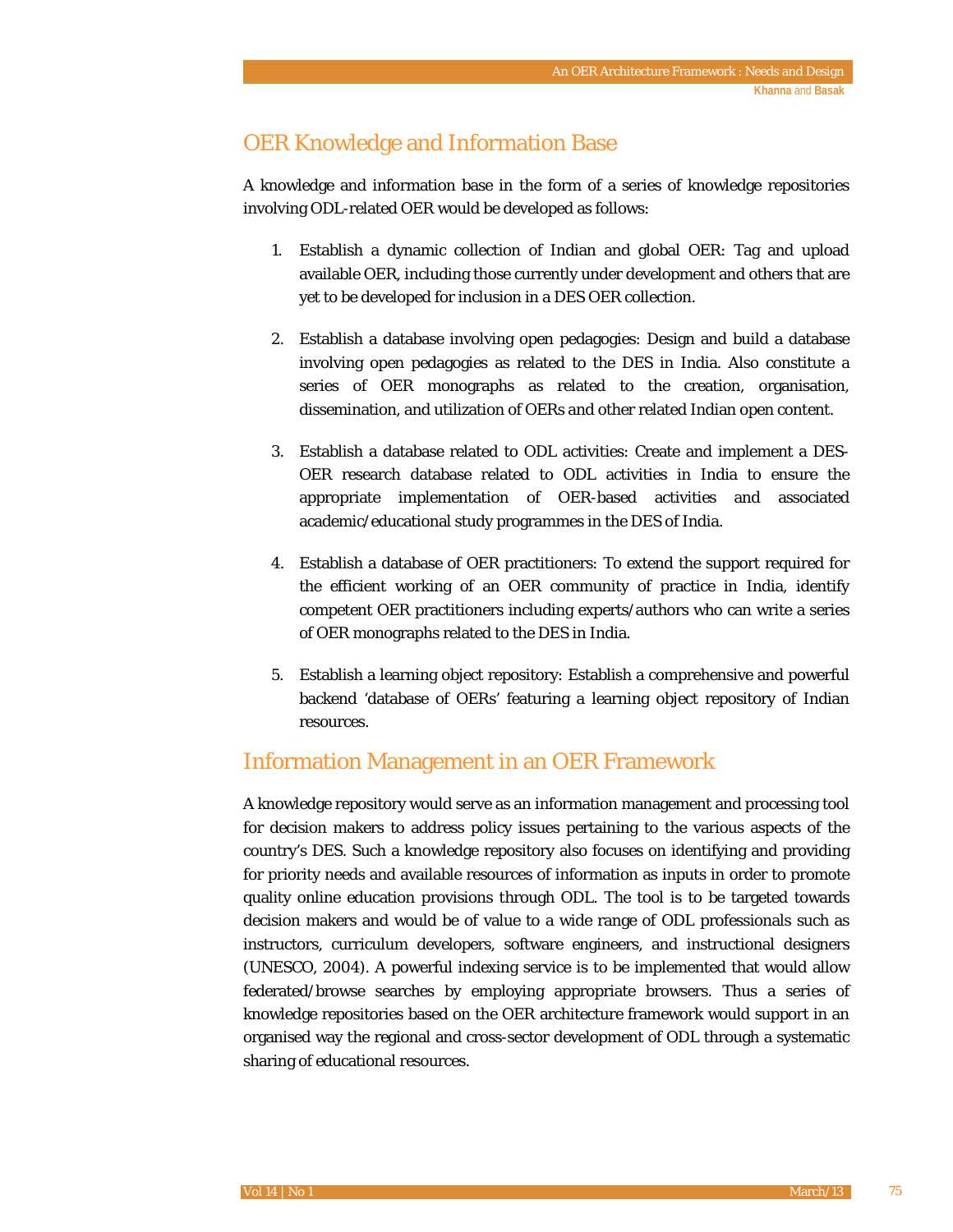## OER Knowledge and Information Base

A knowledge and information base in the form of a series of knowledge repositories involving ODL-related OER would be developed as follows:

1. Establish a dynamic collection of Indian and global OER: Tag and upload available OER, including those currently under development and others that are yet to be developed for inclusion in a DES OER collection.

2. Establish a database involving open pedagogies: Design and build a database involving open pedagogies as related to the DES in India. Also constitute a series of OER monographs as related to the creation, organisation, dissemination, and utilization of OERs and other related Indian open content.

3. Establish a database related to ODL activities: Create and implement a DES-OER research database related to ODL activities in India to ensure the appropriate implementation of OER-based activities and associated academic/educational study programmes in the DES of India.

4. Establish a database of OER practitioners: To extend the support required for the efficient working of an OER community of practice in India, identify competent OER practitioners including experts/authors who can write a series of OER monographs related to the DES in India.

5. Establish a learning object repository: Establish a comprehensive and powerful backend 'database of OERs' featuring a learning object repository of Indian resources.

## Information Management in an OER Framework

A knowledge repository would serve as an information management and processing tool for decision makers to address policy issues pertaining to the various aspects of the country's DES. Such a knowledge repository also focuses on identifying and providing for priority needs and available resources of information as inputs in order to promote quality online education provisions through ODL. The tool is to be targeted towards decision makers and would be of value to a wide range of ODL professionals such as instructors, curriculum developers, software engineers, and instructional designers (UNESCO, 2004). A powerful indexing service is to be implemented that would allow federated/browse searches by employing appropriate browsers. Thus a series of knowledge repositories based on the OER architecture framework would support in an organised way the regional and cross-sector development of ODL through a systematic sharing of educational resources.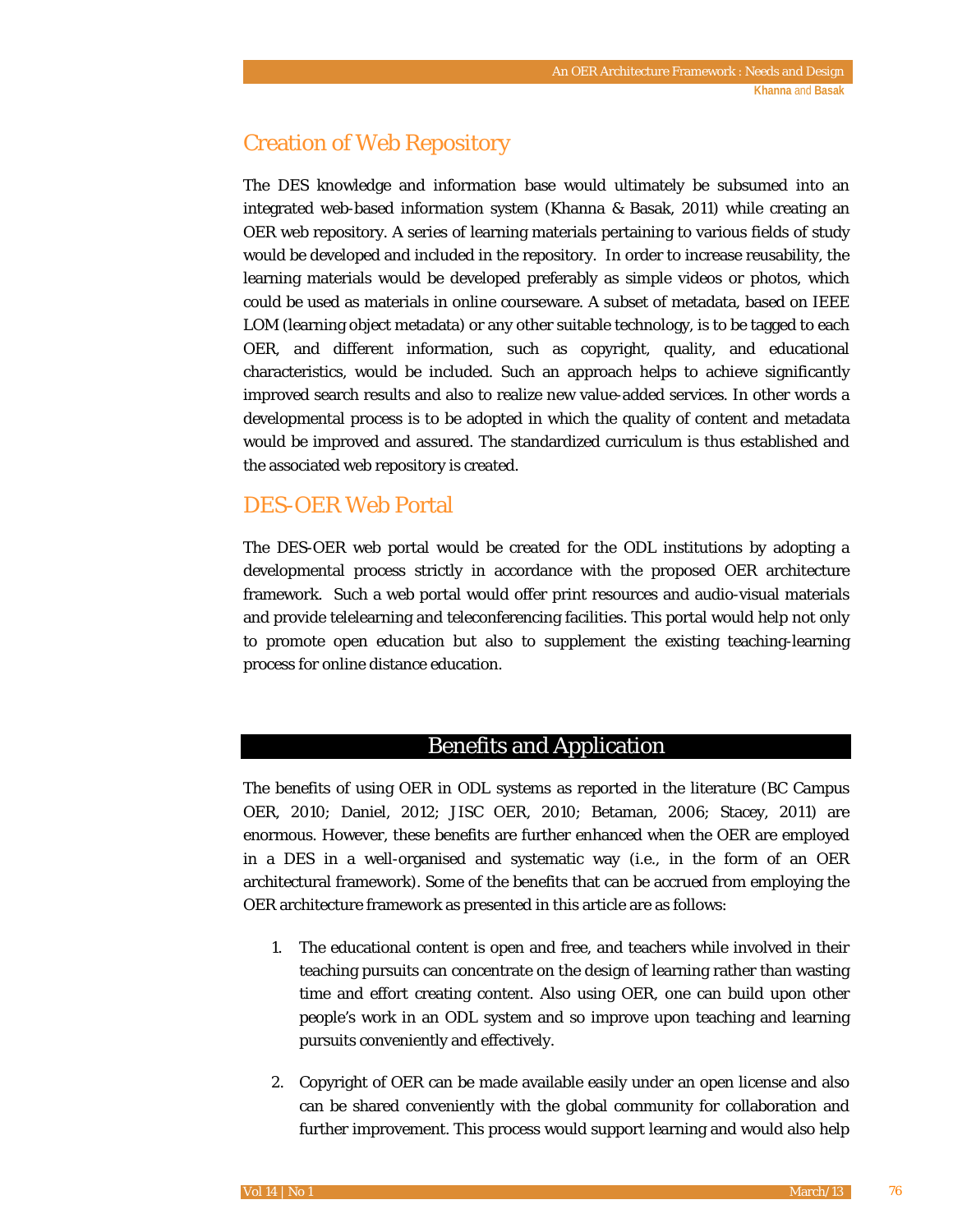## Creation of Web Repository

The DES knowledge and information base would ultimately be subsumed into an integrated web-based information system (Khanna & Basak, 2011) while creating an OER web repository. A series of learning materials pertaining to various fields of study would be developed and included in the repository. In order to increase reusability, the learning materials would be developed preferably as simple videos or photos, which could be used as materials in online courseware. A subset of metadata, based on IEEE LOM (learning object metadata) or any other suitable technology, is to be tagged to each OER, and different information, such as copyright, quality, and educational characteristics, would be included. Such an approach helps to achieve significantly improved search results and also to realize new value-added services. In other words a developmental process is to be adopted in which the quality of content and metadata would be improved and assured. The standardized curriculum is thus established and the associated web repository is created.

## DES-OER Web Portal

The DES-OER web portal would be created for the ODL institutions by adopting a developmental process strictly in accordance with the proposed OER architecture framework. Such a web portal would offer print resources and audio-visual materials and provide telelearning and teleconferencing facilities. This portal would help not only to promote open education but also to supplement the existing teaching-learning process for online distance education.

# Benefits and Application

The benefits of using OER in ODL systems as reported in the literature (BC Campus OER, 2010; Daniel, 2012; JISC OER, 2010; Betaman, 2006; Stacey, 2011) are enormous. However, these benefits are further enhanced when the OER are employed in a DES in a well-organised and systematic way (i.e., in the form of an OER architectural framework). Some of the benefits that can be accrued from employing the OER architecture framework as presented in this article are as follows:

1. The educational content is open and free, and teachers while involved in their teaching pursuits can concentrate on the design of learning rather than wasting time and effort creating content. Also using OER, one can build upon other people's work in an ODL system and so improve upon teaching and learning pursuits conveniently and effectively.

2. Copyright of OER can be made available easily under an open license and also can be shared conveniently with the global community for collaboration and further improvement. This process would support learning and would also help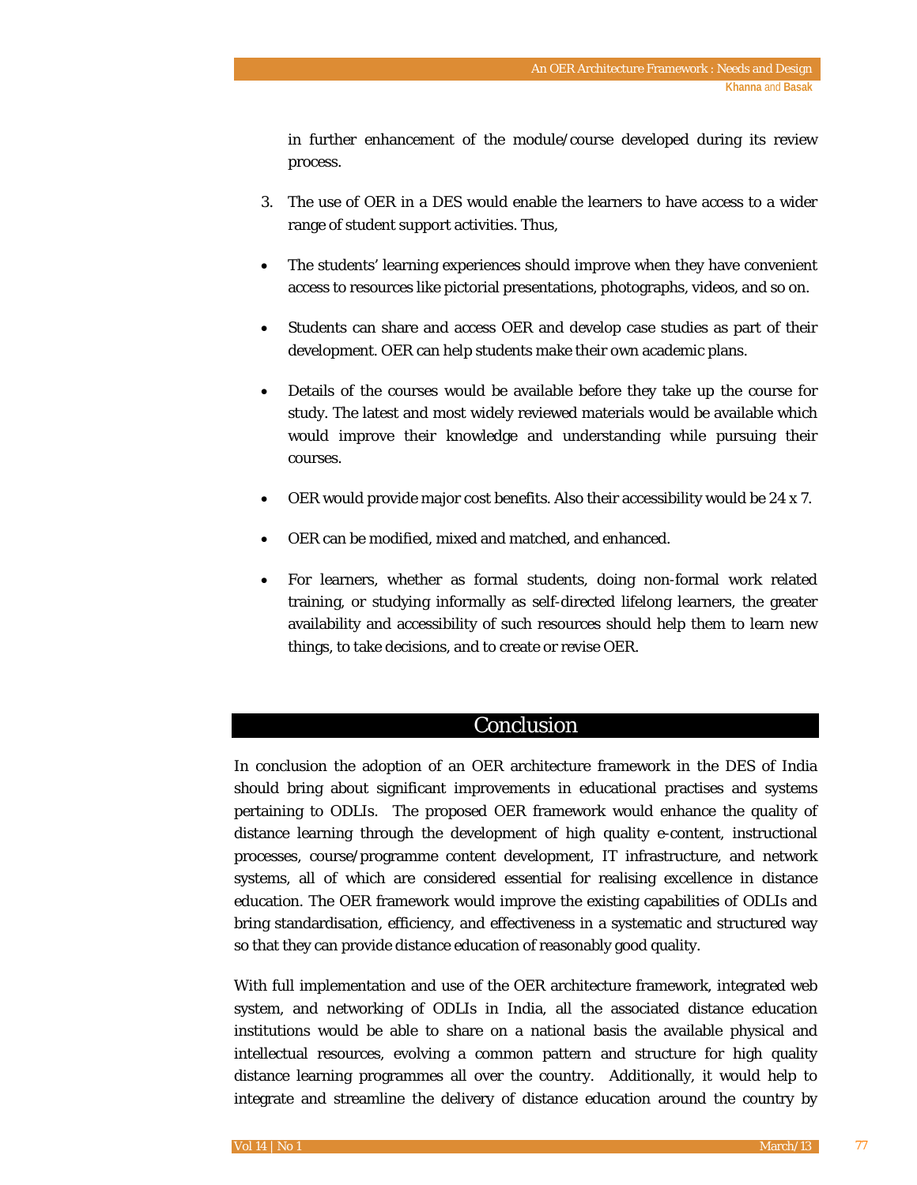in further enhancement of the module/course developed during its review process.

3. The use of OER in a DES would enable the learners to have access to a wider range of student support activities. Thus,

- The students' learning experiences should improve when they have convenient access to resources like pictorial presentations, photographs, videos, and so on.

- Students can share and access OER and develop case studies as part of their development. OER can help students make their own academic plans.

- Details of the courses would be available before they take up the course for study. The latest and most widely reviewed materials would be available which would improve their knowledge and understanding while pursuing their courses.

- OER would provide major cost benefits. Also their accessibility would be 24 x 7.

- OER can be modified, mixed and matched, and enhanced.

- For learners, whether as formal students, doing non-formal work related training, or studying informally as self-directed lifelong learners, the greater availability and accessibility of such resources should help them to learn new things, to take decisions, and to create or revise OER.

## Conclusion

In conclusion the adoption of an OER architecture framework in the DES of India should bring about significant improvements in educational practises and systems pertaining to ODLIs. The proposed OER framework would enhance the quality of distance learning through the development of high quality e-content, instructional processes, course/programme content development, IT infrastructure, and network systems, all of which are considered essential for realising excellence in distance education. The OER framework would improve the existing capabilities of ODLIs and bring standardisation, efficiency, and effectiveness in a systematic and structured way so that they can provide distance education of reasonably good quality.

With full implementation and use of the OER architecture framework, integrated web system, and networking of ODLIs in India, all the associated distance education institutions would be able to share on a national basis the available physical and intellectual resources, evolving a common pattern and structure for high quality distance learning programmes all over the country. Additionally, it would help to integrate and streamline the delivery of distance education around the country by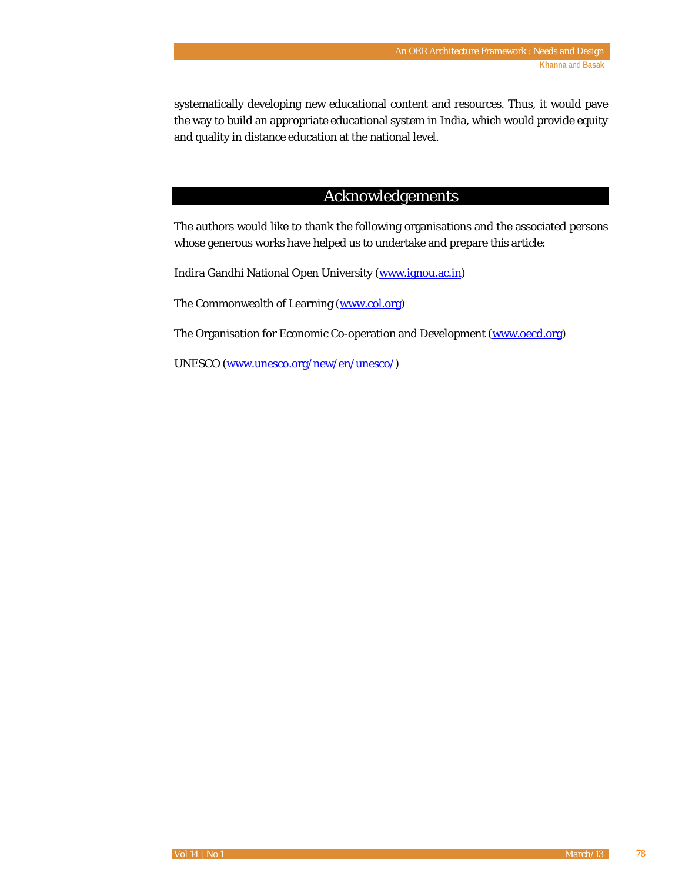systematically developing new educational content and resources. Thus, it would pave the way to build an appropriate educational system in India, which would provide equity and quality in distance education at the national level.

## Acknowledgements

The authors would like to thank the following organisations and the associated persons whose generous works have helped us to undertake and prepare this article:

Indira Gandhi National Open University (www.ignou.ac.in)

The Commonwealth of Learning (www.col.org)

The Organisation for Economic Co-operation and Development (www.oecd.org)

UNESCO (www.unesco.org/new/en/unesco/)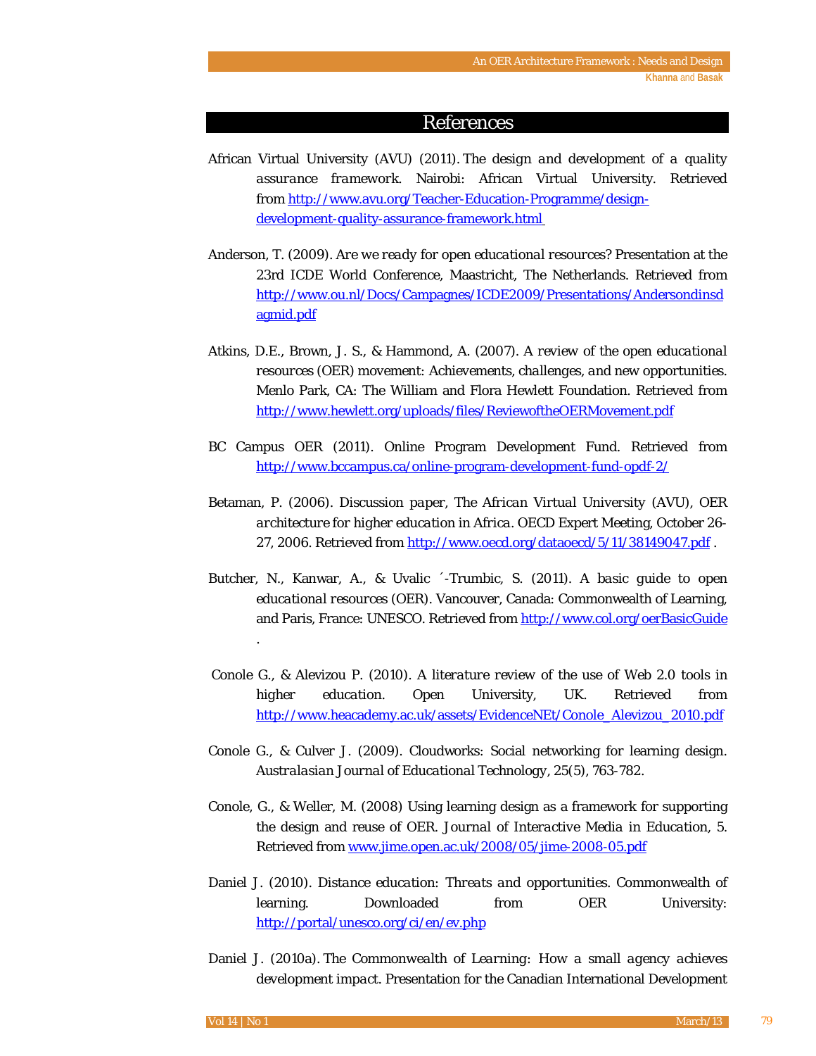# References

African Virtual University (AVU) (2011). *The design and development of a quality assurance framework*. Nairobi: African Virtual University. Retrieved from http://www.avu.org/Teacher-Education-Programme/design-development-quality-assurance-framework.html

Anderson, T. (2009). *Are we ready for open educational resources?* Presentation at the 23rd ICDE World Conference, Maastricht, The Netherlands. Retrieved from http://www.ou.nl/Docs/Campagnes/ICDE2009/Presentations/Andersondinsdagmid.pdf

Atkins, D.E., Brown, J. S., & Hammond, A. (2007). *A review of the open educational resources (OER) movement: Achievements, challenges, and new opportunities*. Menlo Park, CA: The William and Flora Hewlett Foundation. Retrieved from http://www.hewlett.org/uploads/files/ReviewoftheOERMovement.pdf

BC Campus OER (2011). Online Program Development Fund. Retrieved from http://www.bccampus.ca/online-program-development-fund-opdf-2/

Betaman, P. (2006). *Discussion paper, The African Virtual University (AVU), OER architecture for higher education in Africa*. OECD Expert Meeting, October 26-27, 2006. Retrieved from http://www.oecd.org/dataoecd/5/11/38149047.pdf .

Butcher, N., Kanwar, A., & Uvalic ´-Trumbic, S. (2011). *A basic guide to open educational resources (OER)*. Vancouver, Canada: Commonwealth of Learning, and Paris, France: UNESCO. Retrieved from http://www.col.org/oerBasicGuide .

Conole G., & Alevizou P. (2010). *A literature review of the use of Web 2.0 tools in higher education*. Open University, UK. Retrieved from http://www.heacademy.ac.uk/assets/EvidenceNEt/Conole_Alevizou_2010.pdf

Conole G., & Culver J. (2009). Cloudworks: Social networking for learning design. *Australasian Journal of Educational Technology*, 25(5), 763-782.

Conole, G., & Weller, M. (2008) Using learning design as a framework for supporting the design and reuse of OER. *Journal of Interactive Media in Education*, 5. Retrieved from www.jime.open.ac.uk/2008/05/jime-2008-05.pdf

Daniel J. (2010). *Distance education: Threats and opportunities*. Commonwealth of learning. Downloaded from OER University: http://portal/unesco.org/ci/en/ev.php

Daniel J. (2010a). *The Commonwealth of Learning: How a small agency achieves development impact*. Presentation for the Canadian International Development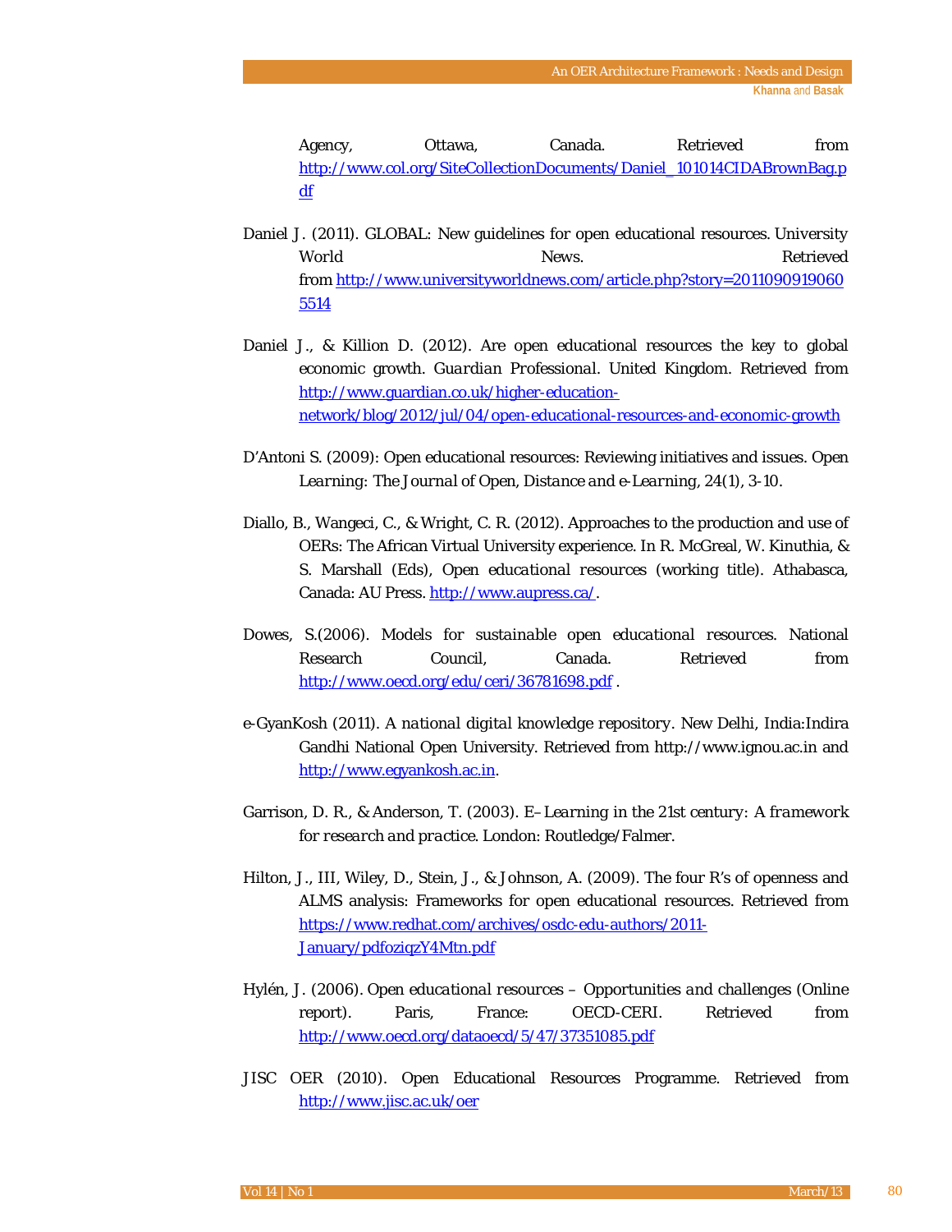Agency, Ottawa, Canada. Retrieved from http://www.col.org/SiteCollectionDocuments/Daniel_101014CIDABrownBag.pdf

Daniel J. (2011). GLOBAL: New guidelines for open educational resources. University World News. Retrieved from http://www.universityworldnews.com/article.php?story=20110909190605514

Daniel J., & Killion D. (2012). Are open educational resources the key to global economic growth. *Guardian Professional*. United Kingdom. Retrieved from http://www.guardian.co.uk/higher-education-network/blog/2012/jul/04/open-educational-resources-and-economic-growth

D'Antoni S. (2009): Open educational resources: Reviewing initiatives and issues. Open *Learning: The Journal of Open, Distance and e-Learning*, 24(1), 3-10.

Diallo, B., Wangeci, C., & Wright, C. R. (2012). Approaches to the production and use of OERs: The African Virtual University experience. In R. McGreal, W. Kinuthia, & S. Marshall (Eds), *Open educational resources* (working title). Athabasca, Canada: AU Press. http://www.aupress.ca/.

Dowes, S.(2006). *Models for sustainable open educational resources*. National Research Council, Canada. Retrieved from http://www.oecd.org/edu/ceri/36781698.pdf .

e-GyanKosh (2011). *A national digital knowledge repository*. New Delhi, India:Indira Gandhi National Open University. Retrieved from http://www.ignou.ac.in and http://www.egyankosh.ac.in.

Garrison, D. R., & Anderson, T. (2003). *E–Learning in the 21st century: A framework for research and practice*. London: Routledge/Falmer.

Hilton, J., III, Wiley, D., Stein, J., & Johnson, A. (2009). The four R's of openness and ALMS analysis: Frameworks for open educational resources. Retrieved from https://www.redhat.com/archives/osdc-edu-authors/2011-January/pdfoziqzY4Mtn.pdf

Hylén, J. (2006). *Open educational resources – Opportunities and challenges* (Online report). Paris, France: OECD-CERI. Retrieved from http://www.oecd.org/dataoecd/5/47/37351085.pdf

JISC OER (2010). Open Educational Resources Programme. Retrieved from http://www.jisc.ac.uk/oer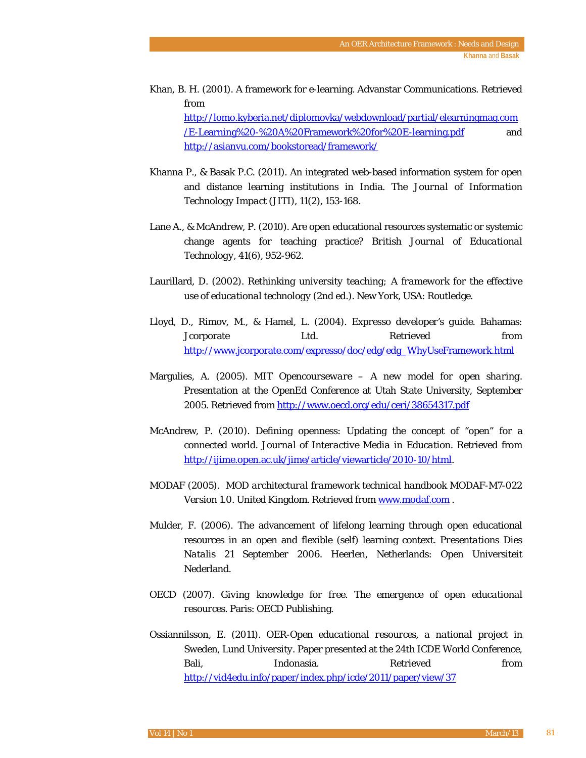Khan, B. H. (2001). A framework for e-learning. Advanstar Communications. Retrieved from http://lomo.kyberia.net/diplomovka/webdownload/partial/elearningmag.com/E-Learning%20-%20A%20Framework%20for%20E-learning.pdf and http://asianvu.com/bookstoread/framework/

Khanna P., & Basak P.C. (2011). An integrated web-based information system for open and distance learning institutions in India. *The Journal of Information Technology Impact (JITI)*, 11(2), 153-168.

Lane A., & McAndrew, P. (2010). Are open educational resources systematic or systemic change agents for teaching practice? *British Journal of Educational Technology*, 41(6), 952-962.

Laurillard, D. (2002). *Rethinking university teaching; A framework for the effective use of educational technology* (2nd ed.). New York, USA: Routledge.

Lloyd, D., Rimov, M., & Hamel, L. (2004). *Expresso developer's guide*. Bahamas: Jcorporate Ltd. Retrieved from http://www.jcorporate.com/expresso/doc/edg/edg_WhyUseFramework.html

Margulies, A. (2005). *MIT Opencourseware – A new model for open sharing*. Presentation at the OpenEd Conference at Utah State University, September 2005. Retrieved from http://www.oecd.org/edu/ceri/38654317.pdf

McAndrew, P. (2010). Defining openness: Updating the concept of "open" for a connected world. *Journal of Interactive Media in Education*. Retrieved from http://ijime.open.ac.uk/jime/article/viewarticle/2010-10/html.

MODAF (2005). *MOD architectural framework technical handbook MODAF-M7-022 Version 1.0*. United Kingdom. Retrieved from www.modaf.com .

Mulder, F. (2006). The advancement of lifelong learning through open educational resources in an open and flexible (self) learning context. *Presentations Dies Natalis 21 September 2006*. Heerlen, Netherlands: Open Universiteit Nederland.

OECD (2007). *Giving knowledge for free. The emergence of open educational resources*. Paris: OECD Publishing.

Ossiannilsson, E. (2011). *OER-Open educational resources, a national project in Sweden, Lund University*. Paper presented at the 24th ICDE World Conference, Bali, Indonasia. Retrieved from http://vid4edu.info/paper/index.php/icde/2011/paper/view/37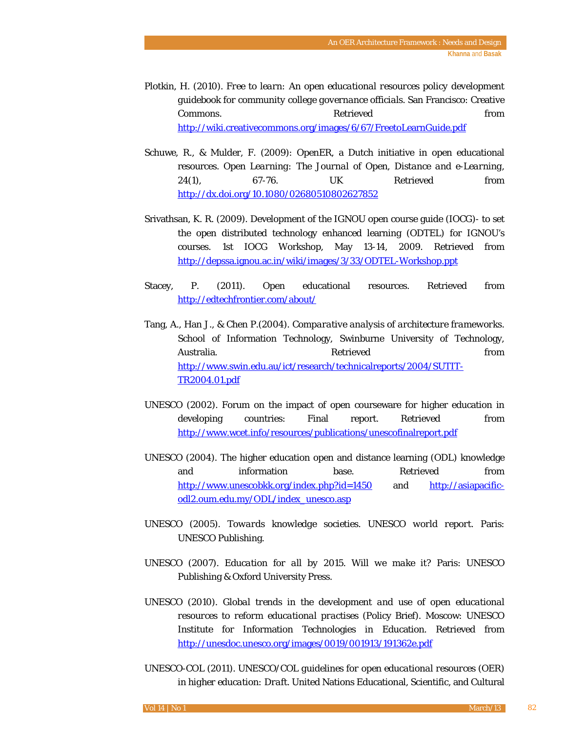Plotkin, H. (2010). *Free to learn: An open educational resources policy development guidebook for community college governance officials*. San Francisco: Creative Commons. Retrieved from http://wiki.creativecommons.org/images/6/67/FreetoLearnGuide.pdf

Schuwe, R., & Mulder, F. (2009): OpenER, a Dutch initiative in open educational resources. *Open Learning: The Journal of Open, Distance and e-Learning, 24*(1), 67-76. UK Retrieved from http://dx.doi.org/10.1080/02680510802627852

Srivathsan, K. R. (2009). Development of the IGNOU open course guide (IOCG)- to set the open distributed technology enhanced learning (ODTEL) for IGNOU's courses. 1st IOCG Workshop, May 13-14, 2009. Retrieved from http://depssa.ignou.ac.in/wiki/images/3/33/ODTEL-Workshop.ppt

Stacey, P. (2011). Open educational resources. Retrieved from http://edtechfrontier.com/about/

Tang, A., Han J., & Chen P.(2004). *Comparative analysis of architecture frameworks*. School of Information Technology, Swinburne University of Technology, Australia. Retrieved from http://www.swin.edu.au/ict/research/technicalreports/2004/SUTIT-TR2004.01.pdf

UNESCO (2002). Forum on the impact of open courseware for higher education in developing countries: Final report. Retrieved from http://www.wcet.info/resources/publications/unescofinalreport.pdf

UNESCO (2004). The higher education open and distance learning (ODL) knowledge and information base. Retrieved from http://www.unescobkk.org/index.php?id=1450 and http://asiapacific-odl2.oum.edu.my/ODL/index_unesco.asp

UNESCO (2005). *Towards knowledge societies. UNESCO world report*. Paris: UNESCO Publishing.

UNESCO (2007). *Education for all by 2015. Will we make it?* Paris: UNESCO Publishing & Oxford University Press.

UNESCO (2010). *Global trends in the development and use of open educational resources to reform educational practises* (Policy Brief). Moscow: UNESCO Institute for Information Technologies in Education. Retrieved from http://unesdoc.unesco.org/images/0019/001913/191362e.pdf

UNESCO-COL (2011). *UNESCO/COL guidelines for open educational resources (OER) in higher education: Draft*. United Nations Educational, Scientific, and Cultural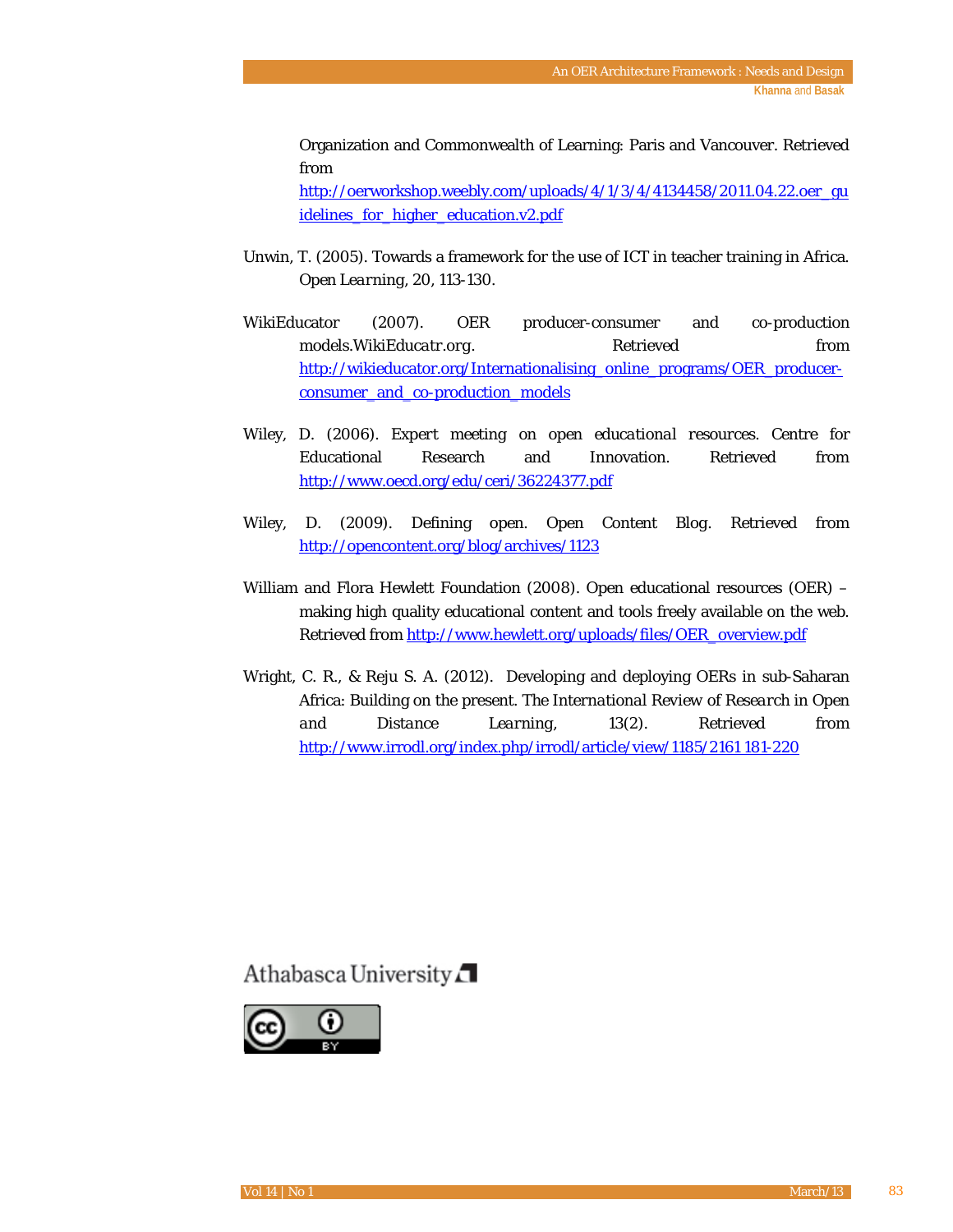Organization and Commonwealth of Learning: Paris and Vancouver. Retrieved from http://oerworkshop.weebly.com/uploads/4/1/3/4/4134458/2011.04.22.oer_guidelines_for_higher_education.v2.pdf

Unwin, T. (2005). Towards a framework for the use of ICT in teacher training in Africa. *Open Learning, 20*, 113-130.

WikiEducator (2007). OER producer-consumer and co-production models.WikiEducatr.org. Retrieved from http://wikieducator.org/Internationalising_online_programs/OER_producer-consumer_and_co-production_models

Wiley, D. (2006). Expert meeting on open educational resources. Centre for Educational Research and Innovation. Retrieved from http://www.oecd.org/edu/ceri/36224377.pdf

Wiley, D. (2009). Defining open. Open Content Blog. Retrieved from http://opencontent.org/blog/archives/1123

William and Flora Hewlett Foundation (2008). Open educational resources (OER) – making high quality educational content and tools freely available on the web. Retrieved from http://www.hewlett.org/uploads/files/OER_overview.pdf

Wright, C. R., & Reju S. A. (2012). Developing and deploying OERs in sub-Saharan Africa: Building on the present. *The International Review of Research in Open and Distance Learning, 13*(2). Retrieved from http://www.irrodl.org/index.php/irrodl/article/view/1185/2161 181-220

Athabasca University